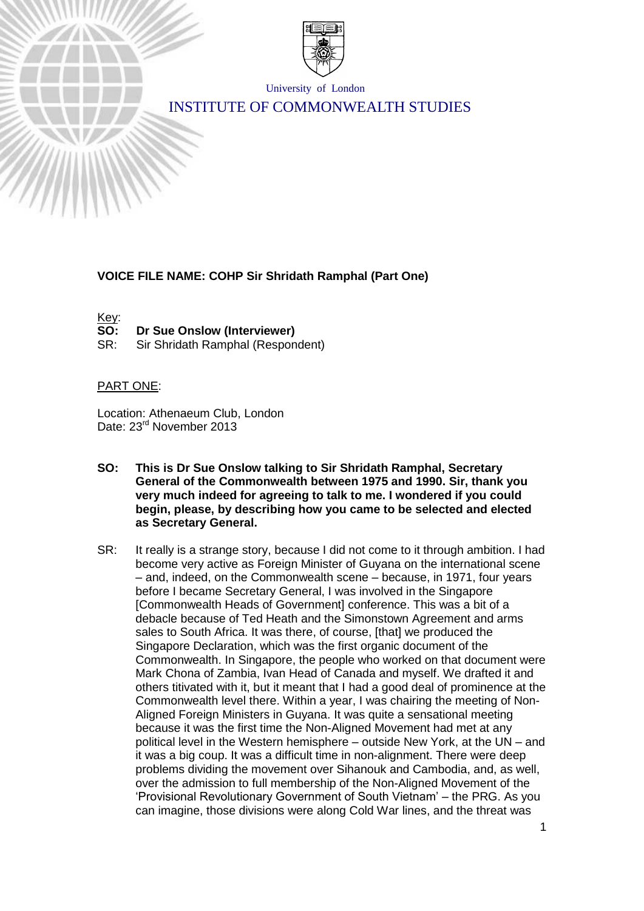University of London

INSTITUTE OF COMMONWEALTH STUDIES

**VOICE FILE NAME: COHP Sir Shridath Ramphal (Part One)**

Key:

**SO: Dr Sue Onslow (Interviewer)**

SR: Sir Shridath Ramphal (Respondent)

PART ONE:

Location: Athenaeum Club, London

Date: 23rd November 2013

**SO: This is Dr Sue Onslow talking to Sir Shridath Ramphal, Secretary General of the Commonwealth between 1975 and 1990. Sir, thank you very much indeed for agreeing to talk to me. I wondered if you could begin, please, by describing how you came to be selected and elected as Secretary General.**

SR: It really is a strange story, because I did not come to it through ambition. I had become very active as Foreign Minister of Guyana on the international scene – and, indeed, on the Commonwealth scene – because, in 1971, four years before I became Secretary General, I was involved in the Singapore [Commonwealth Heads of Government] conference. This was a bit of a debacle because of Ted Heath and the Simonstown Agreement and arms sales to South Africa. It was there, of course, [that] we produced the Singapore Declaration, which was the first organic document of the Commonwealth. In Singapore, the people who worked on that document were Mark Chona of Zambia, Ivan Head of Canada and myself. We drafted it and others titivated with it, but it meant that I had a good deal of prominence at the Commonwealth level there. Within a year, I was chairing the meeting of Non-Aligned Foreign Ministers in Guyana. It was quite a sensational meeting because it was the first time the Non-Aligned Movement had met at any political level in the Western hemisphere – outside New York, at the UN – and it was a big coup. It was a difficult time in non-alignment. There were deep problems dividing the movement over Sihanouk and Cambodia, and, as well, over the admission to full membership of the Non-Aligned Movement of the 'Provisional Revolutionary Government of South Vietnam' – the PRG. As you can imagine, those divisions were along Cold War lines, and the threat was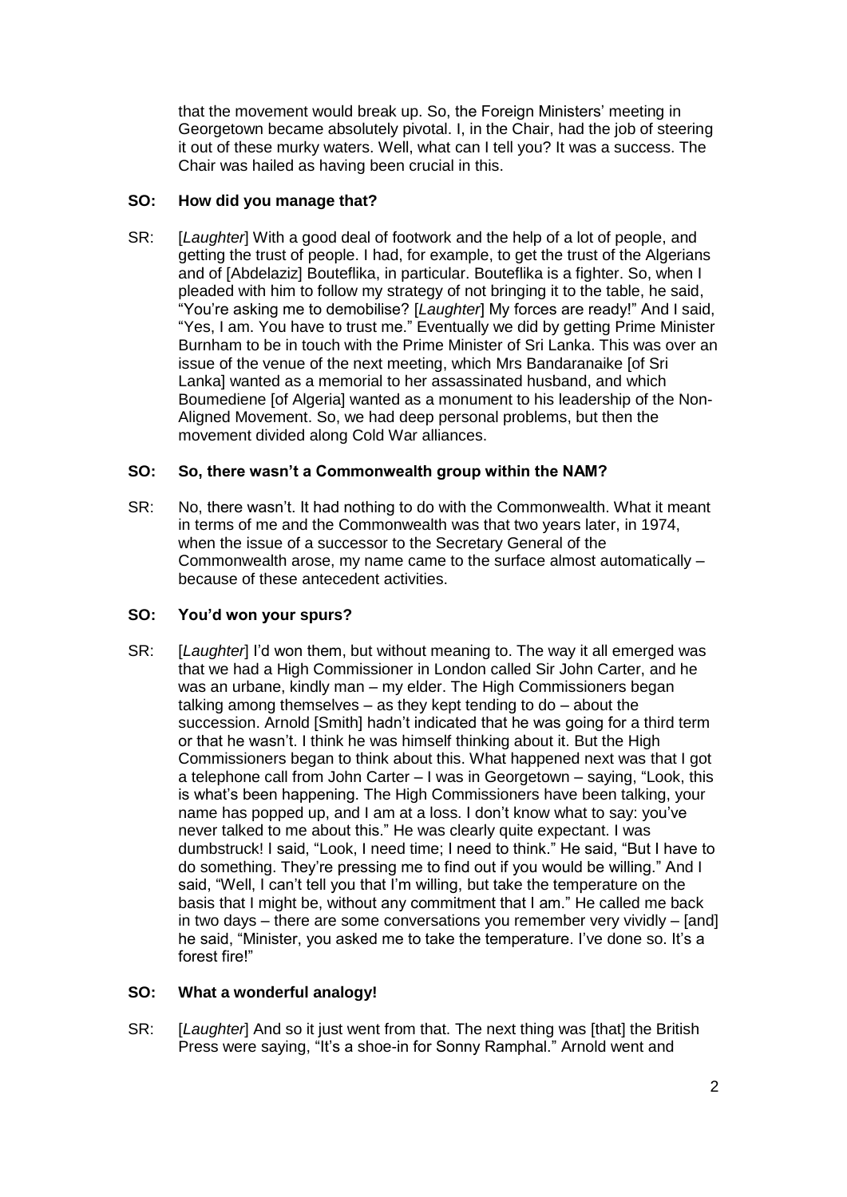that the movement would break up. So, the Foreign Ministers' meeting in Georgetown became absolutely pivotal. I, in the Chair, had the job of steering it out of these murky waters. Well, what can I tell you? It was a success. The Chair was hailed as having been crucial in this.

**SO: How did you manage that?**

SR: [*Laughter*] With a good deal of footwork and the help of a lot of people, and getting the trust of people. I had, for example, to get the trust of the Algerians and of [Abdelaziz] Bouteflika, in particular. Bouteflika is a fighter. So, when I pleaded with him to follow my strategy of not bringing it to the table, he said, "You're asking me to demobilise? [*Laughter*] My forces are ready!" And I said, "Yes, I am. You have to trust me." Eventually we did by getting Prime Minister Burnham to be in touch with the Prime Minister of Sri Lanka. This was over an issue of the venue of the next meeting, which Mrs Bandaranaike [of Sri Lanka] wanted as a memorial to her assassinated husband, and which Boumediene [of Algeria] wanted as a monument to his leadership of the Non-Aligned Movement. So, we had deep personal problems, but then the movement divided along Cold War alliances.

**SO: So, there wasn't a Commonwealth group within the NAM?**

SR: No, there wasn't. It had nothing to do with the Commonwealth. What it meant in terms of me and the Commonwealth was that two years later, in 1974, when the issue of a successor to the Secretary General of the Commonwealth arose, my name came to the surface almost automatically – because of these antecedent activities.

**SO: You'd won your spurs?**

SR: [*Laughter*] I'd won them, but without meaning to. The way it all emerged was that we had a High Commissioner in London called Sir John Carter, and he was an urbane, kindly man – my elder. The High Commissioners began talking among themselves – as they kept tending to do – about the succession. Arnold [Smith] hadn't indicated that he was going for a third term or that he wasn't. I think he was himself thinking about it. But the High Commissioners began to think about this. What happened next was that I got a telephone call from John Carter – I was in Georgetown – saying, "Look, this is what's been happening. The High Commissioners have been talking, your name has popped up, and I am at a loss. I don't know what to say: you've never talked to me about this." He was clearly quite expectant. I was dumbstruck! I said, "Look, I need time; I need to think." He said, "But I have to do something. They're pressing me to find out if you would be willing." And I said, "Well, I can't tell you that I'm willing, but take the temperature on the basis that I might be, without any commitment that I am." He called me back in two days – there are some conversations you remember very vividly – [and] he said, "Minister, you asked me to take the temperature. I've done so. It's a forest fire!"

**SO: What a wonderful analogy!**

SR: [*Laughter*] And so it just went from that. The next thing was [that] the British Press were saying, "It's a shoe-in for Sonny Ramphal." Arnold went and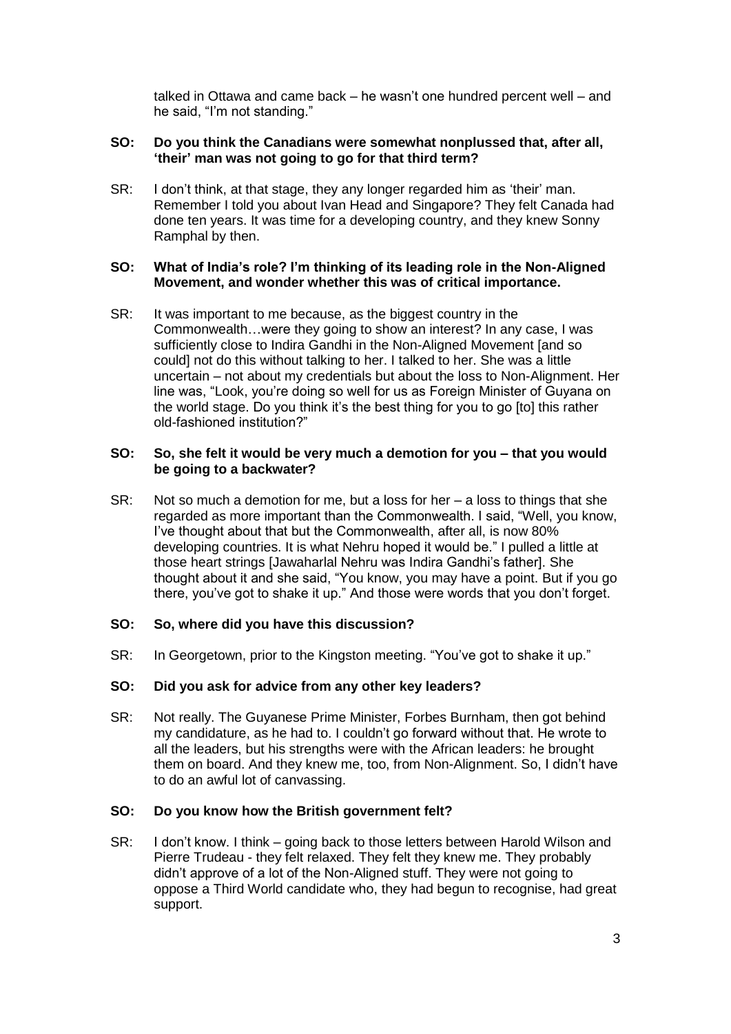talked in Ottawa and came back – he wasn't one hundred percent well – and he said, "I'm not standing."

**SO: Do you think the Canadians were somewhat nonplussed that, after all, 'their' man was not going to go for that third term?**

SR: I don't think, at that stage, they any longer regarded him as 'their' man. Remember I told you about Ivan Head and Singapore? They felt Canada had done ten years. It was time for a developing country, and they knew Sonny Ramphal by then.

**SO: What of India's role? I'm thinking of its leading role in the Non-Aligned Movement, and wonder whether this was of critical importance.**

SR: It was important to me because, as the biggest country in the Commonwealth…were they going to show an interest? In any case, I was sufficiently close to Indira Gandhi in the Non-Aligned Movement [and so could] not do this without talking to her. I talked to her. She was a little uncertain – not about my credentials but about the loss to Non-Alignment. Her line was, "Look, you're doing so well for us as Foreign Minister of Guyana on the world stage. Do you think it's the best thing for you to go [to] this rather old-fashioned institution?"

**SO: So, she felt it would be very much a demotion for you – that you would be going to a backwater?**

SR: Not so much a demotion for me, but a loss for her – a loss to things that she regarded as more important than the Commonwealth. I said, "Well, you know, I've thought about that but the Commonwealth, after all, is now 80% developing countries. It is what Nehru hoped it would be." I pulled a little at those heart strings [Jawaharlal Nehru was Indira Gandhi's father]. She thought about it and she said, "You know, you may have a point. But if you go there, you've got to shake it up." And those were words that you don't forget.

**SO: So, where did you have this discussion?**

SR: In Georgetown, prior to the Kingston meeting. "You've got to shake it up."

**SO: Did you ask for advice from any other key leaders?**

SR: Not really. The Guyanese Prime Minister, Forbes Burnham, then got behind my candidature, as he had to. I couldn't go forward without that. He wrote to all the leaders, but his strengths were with the African leaders: he brought them on board. And they knew me, too, from Non-Alignment. So, I didn't have to do an awful lot of canvassing.

**SO: Do you know how the British government felt?**

SR: I don't know. I think – going back to those letters between Harold Wilson and Pierre Trudeau - they felt relaxed. They felt they knew me. They probably didn't approve of a lot of the Non-Aligned stuff. They were not going to oppose a Third World candidate who, they had begun to recognise, had great support.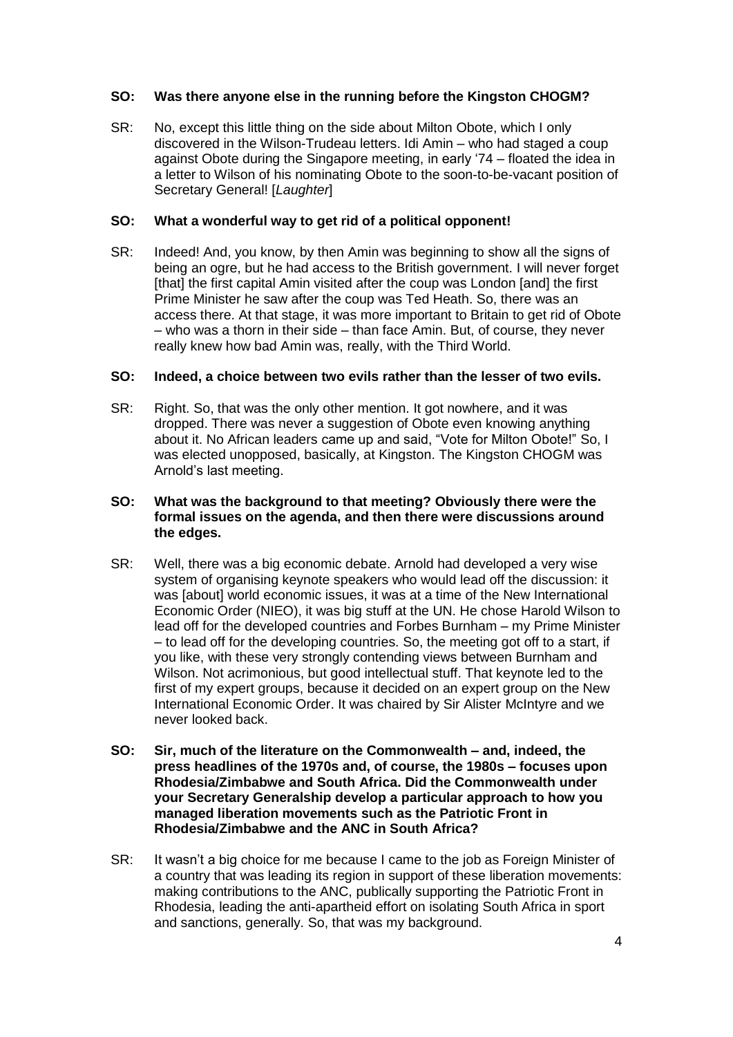**SO: Was there anyone else in the running before the Kingston CHOGM?**

SR: No, except this little thing on the side about Milton Obote, which I only discovered in the Wilson-Trudeau letters. Idi Amin – who had staged a coup against Obote during the Singapore meeting, in early '74 – floated the idea in a letter to Wilson of his nominating Obote to the soon-to-be-vacant position of Secretary General! [*Laughter*]

**SO: What a wonderful way to get rid of a political opponent!**

SR: Indeed! And, you know, by then Amin was beginning to show all the signs of being an ogre, but he had access to the British government. I will never forget [that] the first capital Amin visited after the coup was London [and] the first Prime Minister he saw after the coup was Ted Heath. So, there was an access there. At that stage, it was more important to Britain to get rid of Obote – who was a thorn in their side – than face Amin. But, of course, they never really knew how bad Amin was, really, with the Third World.

**SO: Indeed, a choice between two evils rather than the lesser of two evils.**

SR: Right. So, that was the only other mention. It got nowhere, and it was dropped. There was never a suggestion of Obote even knowing anything about it. No African leaders came up and said, "Vote for Milton Obote!" So, I was elected unopposed, basically, at Kingston. The Kingston CHOGM was Arnold's last meeting.

**SO: What was the background to that meeting? Obviously there were the formal issues on the agenda, and then there were discussions around the edges.**

SR: Well, there was a big economic debate. Arnold had developed a very wise system of organising keynote speakers who would lead off the discussion: it was [about] world economic issues, it was at a time of the New International Economic Order (NIEO), it was big stuff at the UN. He chose Harold Wilson to lead off for the developed countries and Forbes Burnham – my Prime Minister – to lead off for the developing countries. So, the meeting got off to a start, if you like, with these very strongly contending views between Burnham and Wilson. Not acrimonious, but good intellectual stuff. That keynote led to the first of my expert groups, because it decided on an expert group on the New International Economic Order. It was chaired by Sir Alister McIntyre and we never looked back.

**SO: Sir, much of the literature on the Commonwealth – and, indeed, the press headlines of the 1970s and, of course, the 1980s – focuses upon Rhodesia/Zimbabwe and South Africa. Did the Commonwealth under your Secretary Generalship develop a particular approach to how you managed liberation movements such as the Patriotic Front in Rhodesia/Zimbabwe and the ANC in South Africa?**

SR: It wasn't a big choice for me because I came to the job as Foreign Minister of a country that was leading its region in support of these liberation movements: making contributions to the ANC, publically supporting the Patriotic Front in Rhodesia, leading the anti-apartheid effort on isolating South Africa in sport and sanctions, generally. So, that was my background.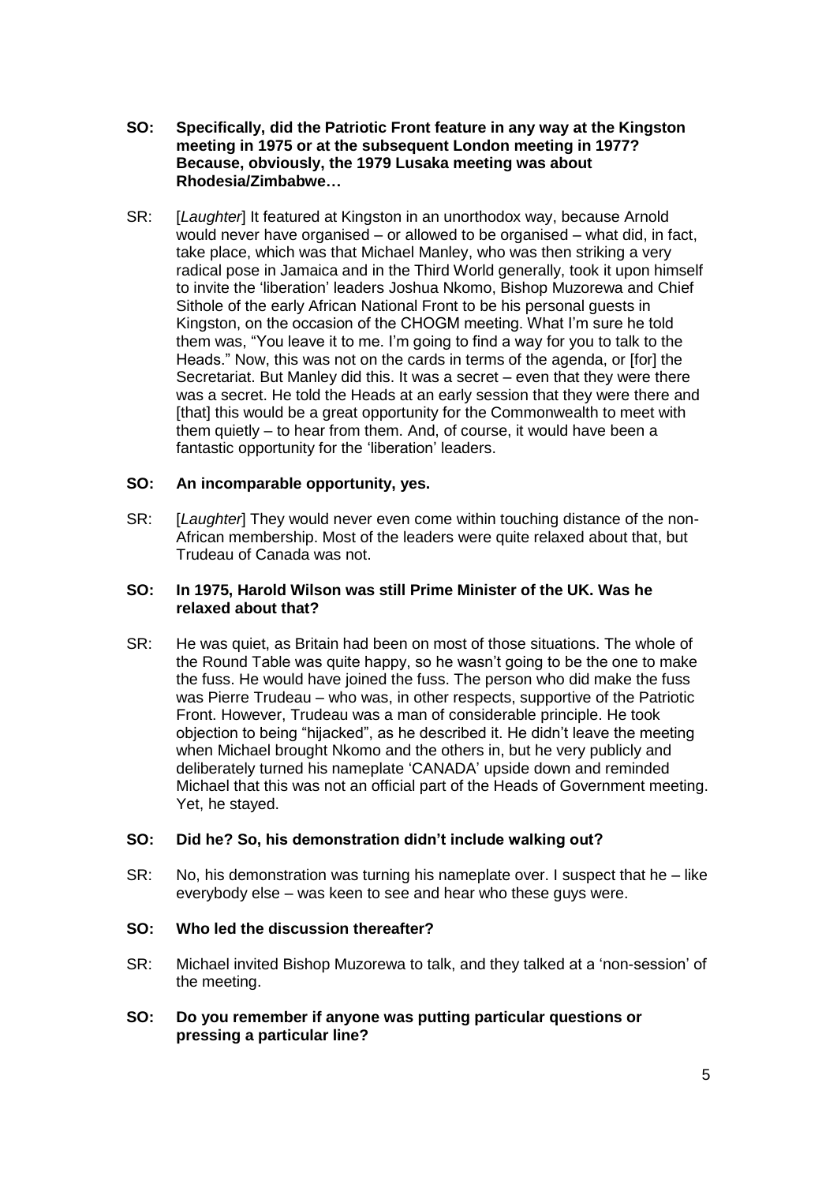**SO: Specifically, did the Patriotic Front feature in any way at the Kingston meeting in 1975 or at the subsequent London meeting in 1977? Because, obviously, the 1979 Lusaka meeting was about Rhodesia/Zimbabwe…**

SR: [*Laughter*] It featured at Kingston in an unorthodox way, because Arnold would never have organised – or allowed to be organised – what did, in fact, take place, which was that Michael Manley, who was then striking a very radical pose in Jamaica and in the Third World generally, took it upon himself to invite the 'liberation' leaders Joshua Nkomo, Bishop Muzorewa and Chief Sithole of the early African National Front to be his personal guests in Kingston, on the occasion of the CHOGM meeting. What I'm sure he told them was, "You leave it to me. I'm going to find a way for you to talk to the Heads." Now, this was not on the cards in terms of the agenda, or [for] the Secretariat. But Manley did this. It was a secret – even that they were there was a secret. He told the Heads at an early session that they were there and [that] this would be a great opportunity for the Commonwealth to meet with them quietly – to hear from them. And, of course, it would have been a fantastic opportunity for the 'liberation' leaders.

**SO: An incomparable opportunity, yes.**

SR: [*Laughter*] They would never even come within touching distance of the non-African membership. Most of the leaders were quite relaxed about that, but Trudeau of Canada was not.

**SO: In 1975, Harold Wilson was still Prime Minister of the UK. Was he relaxed about that?**

SR: He was quiet, as Britain had been on most of those situations. The whole of the Round Table was quite happy, so he wasn't going to be the one to make the fuss. He would have joined the fuss. The person who did make the fuss was Pierre Trudeau – who was, in other respects, supportive of the Patriotic Front. However, Trudeau was a man of considerable principle. He took objection to being "hijacked", as he described it. He didn't leave the meeting when Michael brought Nkomo and the others in, but he very publicly and deliberately turned his nameplate 'CANADA' upside down and reminded Michael that this was not an official part of the Heads of Government meeting. Yet, he stayed.

**SO: Did he? So, his demonstration didn't include walking out?**

SR: No, his demonstration was turning his nameplate over. I suspect that he – like everybody else – was keen to see and hear who these guys were.

**SO: Who led the discussion thereafter?**

SR: Michael invited Bishop Muzorewa to talk, and they talked at a 'non-session' of the meeting.

**SO: Do you remember if anyone was putting particular questions or pressing a particular line?**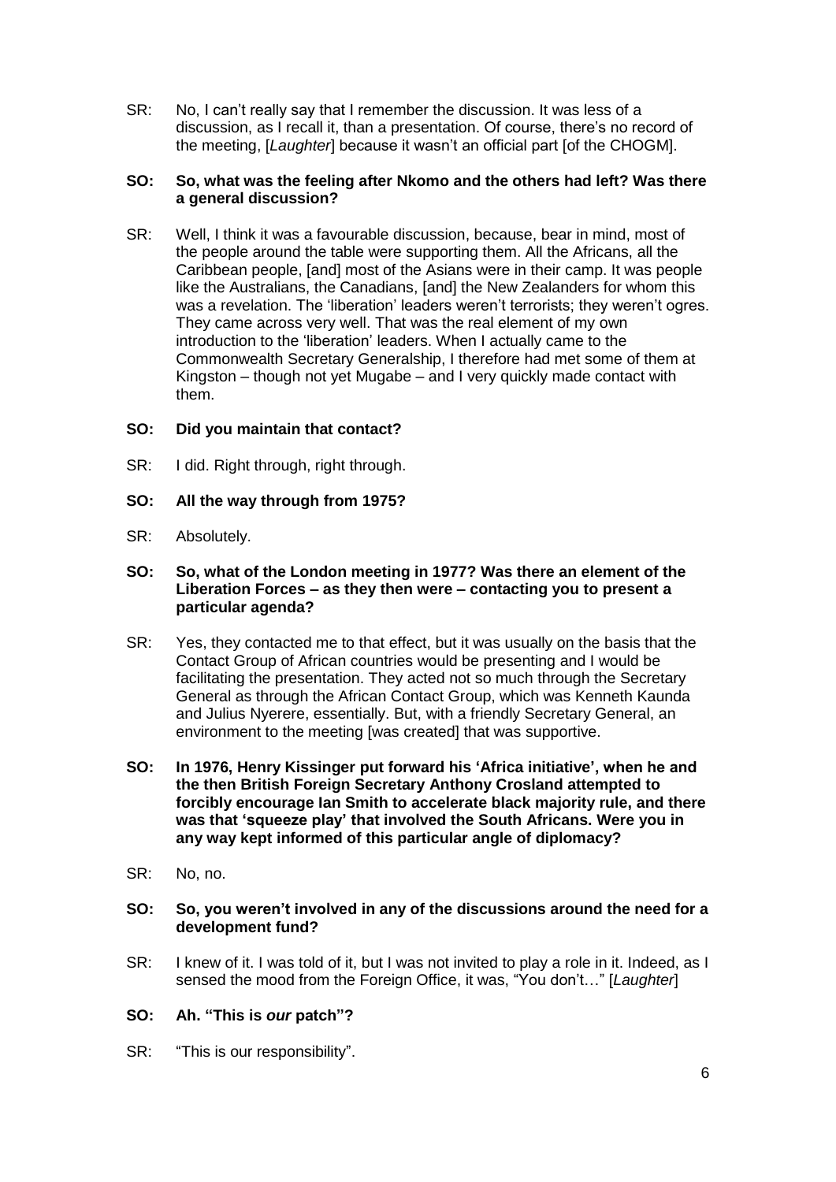SR: No, I can't really say that I remember the discussion. It was less of a discussion, as I recall it, than a presentation. Of course, there's no record of the meeting, [*Laughter*] because it wasn't an official part [of the CHOGM].

**SO: So, what was the feeling after Nkomo and the others had left? Was there a general discussion?**

SR: Well, I think it was a favourable discussion, because, bear in mind, most of the people around the table were supporting them. All the Africans, all the Caribbean people, [and] most of the Asians were in their camp. It was people like the Australians, the Canadians, [and] the New Zealanders for whom this was a revelation. The 'liberation' leaders weren't terrorists; they weren't ogres. They came across very well. That was the real element of my own introduction to the 'liberation' leaders. When I actually came to the Commonwealth Secretary Generalship, I therefore had met some of them at Kingston – though not yet Mugabe – and I very quickly made contact with them.

**SO: Did you maintain that contact?**

SR: I did. Right through, right through.

**SO: All the way through from 1975?**

SR: Absolutely.

**SO: So, what of the London meeting in 1977? Was there an element of the Liberation Forces – as they then were – contacting you to present a particular agenda?**

SR: Yes, they contacted me to that effect, but it was usually on the basis that the Contact Group of African countries would be presenting and I would be facilitating the presentation. They acted not so much through the Secretary General as through the African Contact Group, which was Kenneth Kaunda and Julius Nyerere, essentially. But, with a friendly Secretary General, an environment to the meeting [was created] that was supportive.

**SO: In 1976, Henry Kissinger put forward his 'Africa initiative', when he and the then British Foreign Secretary Anthony Crosland attempted to forcibly encourage Ian Smith to accelerate black majority rule, and there was that 'squeeze play' that involved the South Africans. Were you in any way kept informed of this particular angle of diplomacy?**

SR: No, no.

**SO: So, you weren't involved in any of the discussions around the need for a development fund?**

SR: I knew of it. I was told of it, but I was not invited to play a role in it. Indeed, as I sensed the mood from the Foreign Office, it was, "You don't…" [*Laughter*]

**SO: Ah. "This is *our* patch"?**

SR: "This is our responsibility".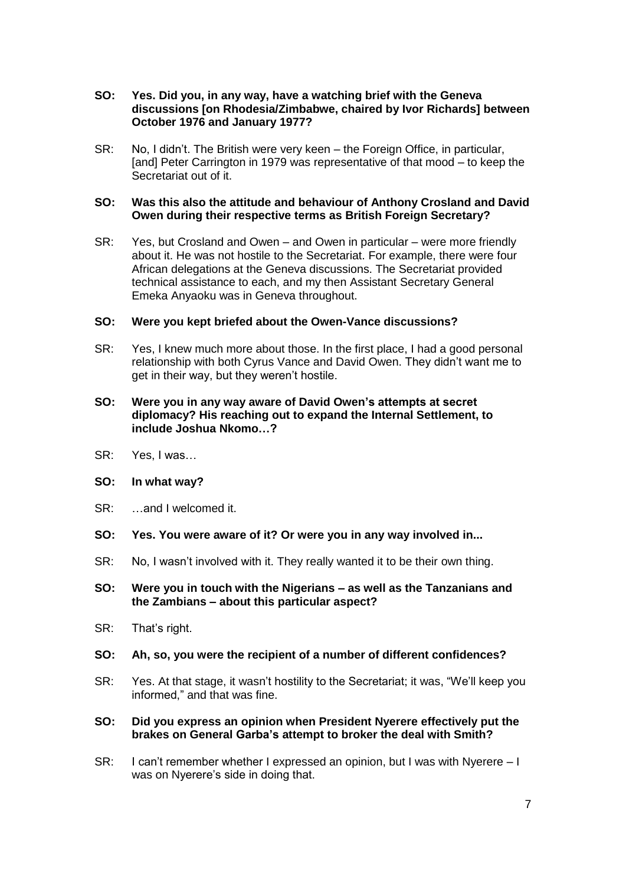**SO: Yes. Did you, in any way, have a watching brief with the Geneva discussions [on Rhodesia/Zimbabwe, chaired by Ivor Richards] between October 1976 and January 1977?**

SR: No, I didn't. The British were very keen – the Foreign Office, in particular, [and] Peter Carrington in 1979 was representative of that mood – to keep the Secretariat out of it.

**SO: Was this also the attitude and behaviour of Anthony Crosland and David Owen during their respective terms as British Foreign Secretary?**

SR: Yes, but Crosland and Owen – and Owen in particular – were more friendly about it. He was not hostile to the Secretariat. For example, there were four African delegations at the Geneva discussions. The Secretariat provided technical assistance to each, and my then Assistant Secretary General Emeka Anyaoku was in Geneva throughout.

**SO: Were you kept briefed about the Owen-Vance discussions?**

SR: Yes, I knew much more about those. In the first place, I had a good personal relationship with both Cyrus Vance and David Owen. They didn't want me to get in their way, but they weren't hostile.

**SO: Were you in any way aware of David Owen's attempts at secret diplomacy? His reaching out to expand the Internal Settlement, to include Joshua Nkomo…?**

SR: Yes, I was…

**SO: In what way?**

SR: …and I welcomed it.

**SO: Yes. You were aware of it? Or were you in any way involved in...**

SR: No, I wasn't involved with it. They really wanted it to be their own thing.

**SO: Were you in touch with the Nigerians – as well as the Tanzanians and the Zambians – about this particular aspect?**

SR: That's right.

**SO: Ah, so, you were the recipient of a number of different confidences?**

SR: Yes. At that stage, it wasn't hostility to the Secretariat; it was, "We'll keep you informed," and that was fine.

**SO: Did you express an opinion when President Nyerere effectively put the brakes on General Garba's attempt to broker the deal with Smith?**

SR: I can't remember whether I expressed an opinion, but I was with Nyerere – I was on Nyerere's side in doing that.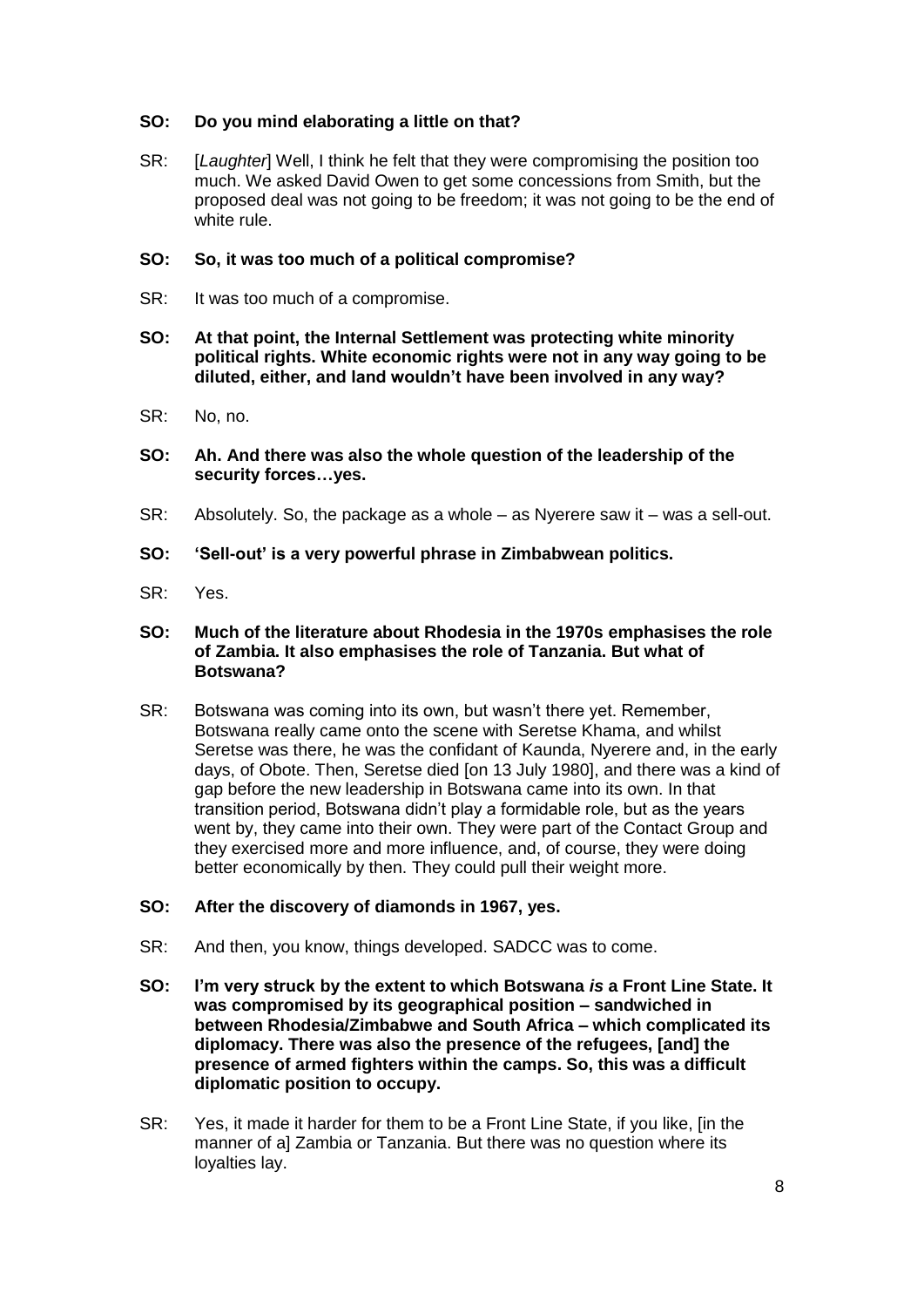**SO: Do you mind elaborating a little on that?**

SR: [*Laughter*] Well, I think he felt that they were compromising the position too much. We asked David Owen to get some concessions from Smith, but the proposed deal was not going to be freedom; it was not going to be the end of white rule.

**SO: So, it was too much of a political compromise?**

SR: It was too much of a compromise.

**SO: At that point, the Internal Settlement was protecting white minority political rights. White economic rights were not in any way going to be diluted, either, and land wouldn't have been involved in any way?**

SR: No, no.

**SO: Ah. And there was also the whole question of the leadership of the security forces…yes.**

SR: Absolutely. So, the package as a whole – as Nyerere saw it – was a sell-out.

**SO: 'Sell-out' is a very powerful phrase in Zimbabwean politics.**

SR: Yes.

**SO: Much of the literature about Rhodesia in the 1970s emphasises the role of Zambia. It also emphasises the role of Tanzania. But what of Botswana?**

SR: Botswana was coming into its own, but wasn't there yet. Remember, Botswana really came onto the scene with Seretse Khama, and whilst Seretse was there, he was the confidant of Kaunda, Nyerere and, in the early days, of Obote. Then, Seretse died [on 13 July 1980], and there was a kind of gap before the new leadership in Botswana came into its own. In that transition period, Botswana didn't play a formidable role, but as the years went by, they came into their own. They were part of the Contact Group and they exercised more and more influence, and, of course, they were doing better economically by then. They could pull their weight more.

**SO: After the discovery of diamonds in 1967, yes.**

SR: And then, you know, things developed. SADCC was to come.

**SO: I'm very struck by the extent to which Botswana *is* a Front Line State. It was compromised by its geographical position – sandwiched in between Rhodesia/Zimbabwe and South Africa – which complicated its diplomacy. There was also the presence of the refugees, [and] the presence of armed fighters within the camps. So, this was a difficult diplomatic position to occupy.**

SR: Yes, it made it harder for them to be a Front Line State, if you like, [in the manner of a] Zambia or Tanzania. But there was no question where its loyalties lay.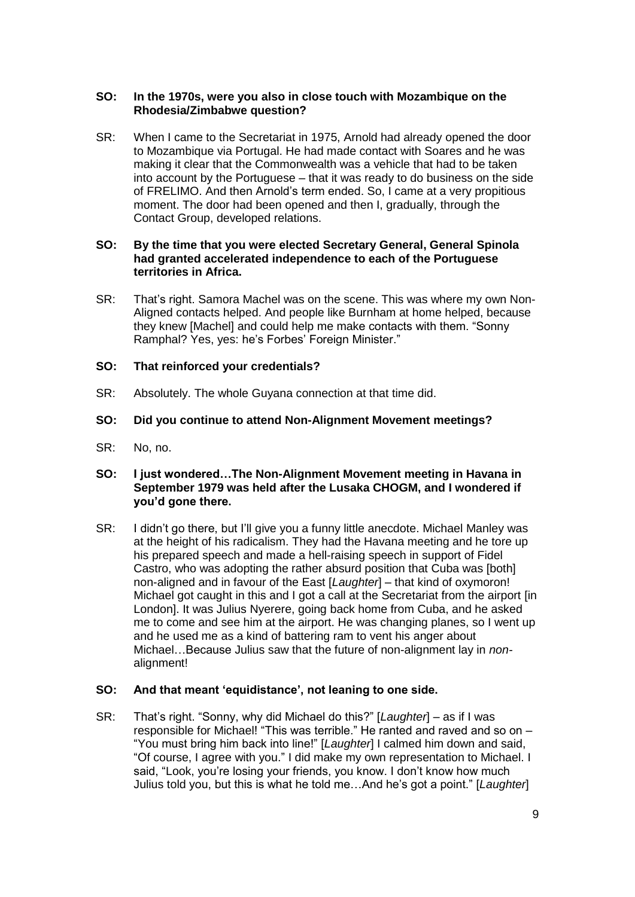**SO: In the 1970s, were you also in close touch with Mozambique on the Rhodesia/Zimbabwe question?**

SR: When I came to the Secretariat in 1975, Arnold had already opened the door to Mozambique via Portugal. He had made contact with Soares and he was making it clear that the Commonwealth was a vehicle that had to be taken into account by the Portuguese – that it was ready to do business on the side of FRELIMO. And then Arnold's term ended. So, I came at a very propitious moment. The door had been opened and then I, gradually, through the Contact Group, developed relations.

**SO: By the time that you were elected Secretary General, General Spinola had granted accelerated independence to each of the Portuguese territories in Africa.**

SR: That's right. Samora Machel was on the scene. This was where my own Non-Aligned contacts helped. And people like Burnham at home helped, because they knew [Machel] and could help me make contacts with them. "Sonny Ramphal? Yes, yes: he's Forbes' Foreign Minister."

**SO: That reinforced your credentials?**

SR: Absolutely. The whole Guyana connection at that time did.

**SO: Did you continue to attend Non-Alignment Movement meetings?**

SR: No, no.

**SO: I just wondered…The Non-Alignment Movement meeting in Havana in September 1979 was held after the Lusaka CHOGM, and I wondered if you'd gone there.**

SR: I didn't go there, but I'll give you a funny little anecdote. Michael Manley was at the height of his radicalism. They had the Havana meeting and he tore up his prepared speech and made a hell-raising speech in support of Fidel Castro, who was adopting the rather absurd position that Cuba was [both] non-aligned and in favour of the East [*Laughter*] – that kind of oxymoron! Michael got caught in this and I got a call at the Secretariat from the airport [in London]. It was Julius Nyerere, going back home from Cuba, and he asked me to come and see him at the airport. He was changing planes, so I went up and he used me as a kind of battering ram to vent his anger about Michael…Because Julius saw that the future of non-alignment lay in *non*-alignment!

**SO: And that meant 'equidistance', not leaning to one side.**

SR: That's right. "Sonny, why did Michael do this?" [*Laughter*] – as if I was responsible for Michael! "This was terrible." He ranted and raved and so on – "You must bring him back into line!" [*Laughter*] I calmed him down and said, "Of course, I agree with you." I did make my own representation to Michael. I said, "Look, you're losing your friends, you know. I don't know how much Julius told you, but this is what he told me…And he's got a point." [*Laughter*]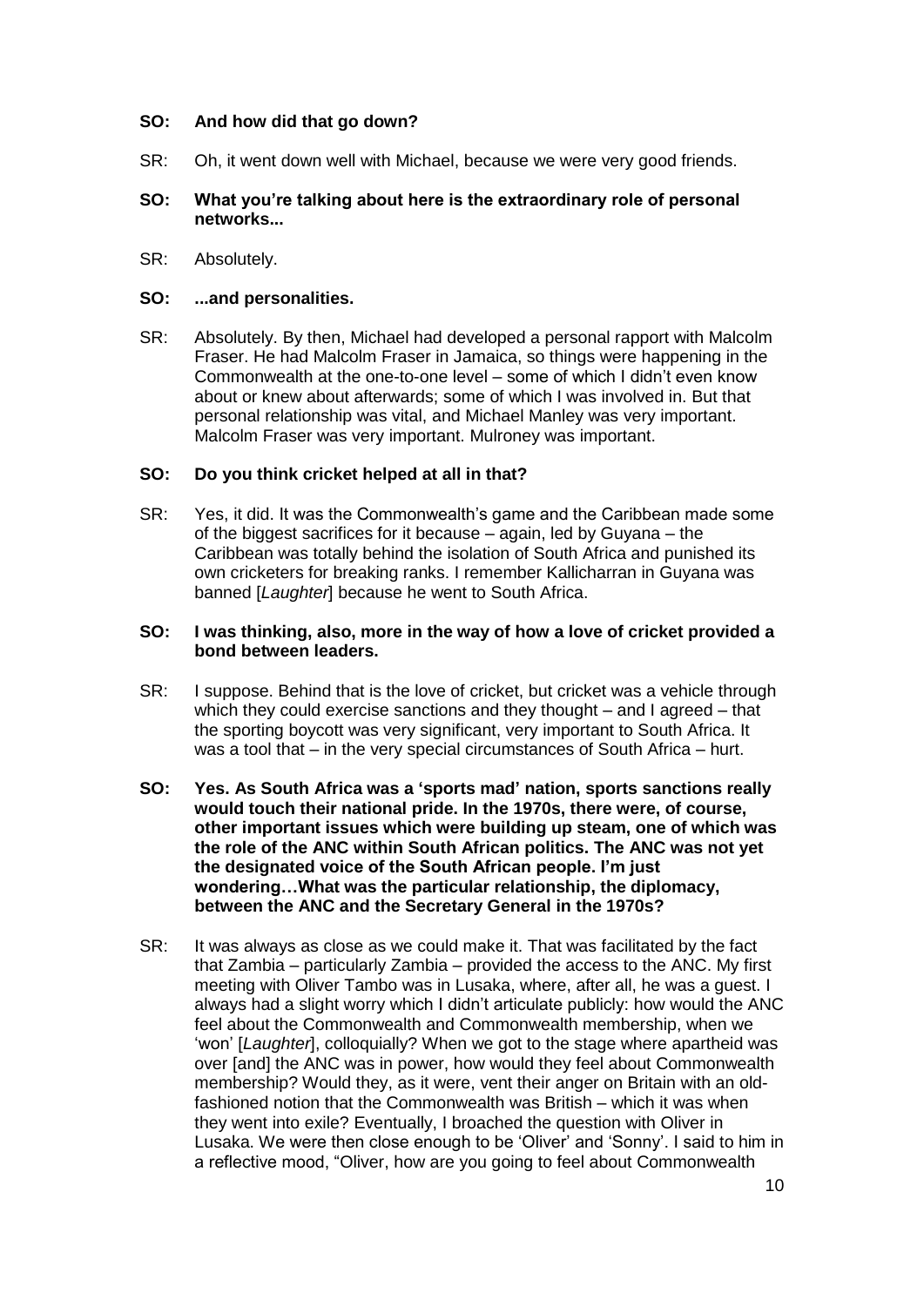**SO: And how did that go down?**

SR: Oh, it went down well with Michael, because we were very good friends.

**SO: What you're talking about here is the extraordinary role of personal networks...**

SR: Absolutely.

**SO: ...and personalities.**

SR: Absolutely. By then, Michael had developed a personal rapport with Malcolm Fraser. He had Malcolm Fraser in Jamaica, so things were happening in the Commonwealth at the one-to-one level – some of which I didn't even know about or knew about afterwards; some of which I was involved in. But that personal relationship was vital, and Michael Manley was very important. Malcolm Fraser was very important. Mulroney was important.

**SO: Do you think cricket helped at all in that?**

SR: Yes, it did. It was the Commonwealth's game and the Caribbean made some of the biggest sacrifices for it because – again, led by Guyana – the Caribbean was totally behind the isolation of South Africa and punished its own cricketers for breaking ranks. I remember Kallicharran in Guyana was banned [*Laughter*] because he went to South Africa.

**SO: I was thinking, also, more in the way of how a love of cricket provided a bond between leaders.**

SR: I suppose. Behind that is the love of cricket, but cricket was a vehicle through which they could exercise sanctions and they thought – and I agreed – that the sporting boycott was very significant, very important to South Africa. It was a tool that – in the very special circumstances of South Africa – hurt.

**SO: Yes. As South Africa was a 'sports mad' nation, sports sanctions really would touch their national pride. In the 1970s, there were, of course, other important issues which were building up steam, one of which was the role of the ANC within South African politics. The ANC was not yet the designated voice of the South African people. I'm just wondering…What was the particular relationship, the diplomacy, between the ANC and the Secretary General in the 1970s?**

SR: It was always as close as we could make it. That was facilitated by the fact that Zambia – particularly Zambia – provided the access to the ANC. My first meeting with Oliver Tambo was in Lusaka, where, after all, he was a guest. I always had a slight worry which I didn't articulate publicly: how would the ANC feel about the Commonwealth and Commonwealth membership, when we 'won' [*Laughter*], colloquially? When we got to the stage where apartheid was over [and] the ANC was in power, how would they feel about Commonwealth membership? Would they, as it were, vent their anger on Britain with an old-fashioned notion that the Commonwealth was British – which it was when they went into exile? Eventually, I broached the question with Oliver in Lusaka. We were then close enough to be 'Oliver' and 'Sonny'. I said to him in a reflective mood, "Oliver, how are you going to feel about Commonwealth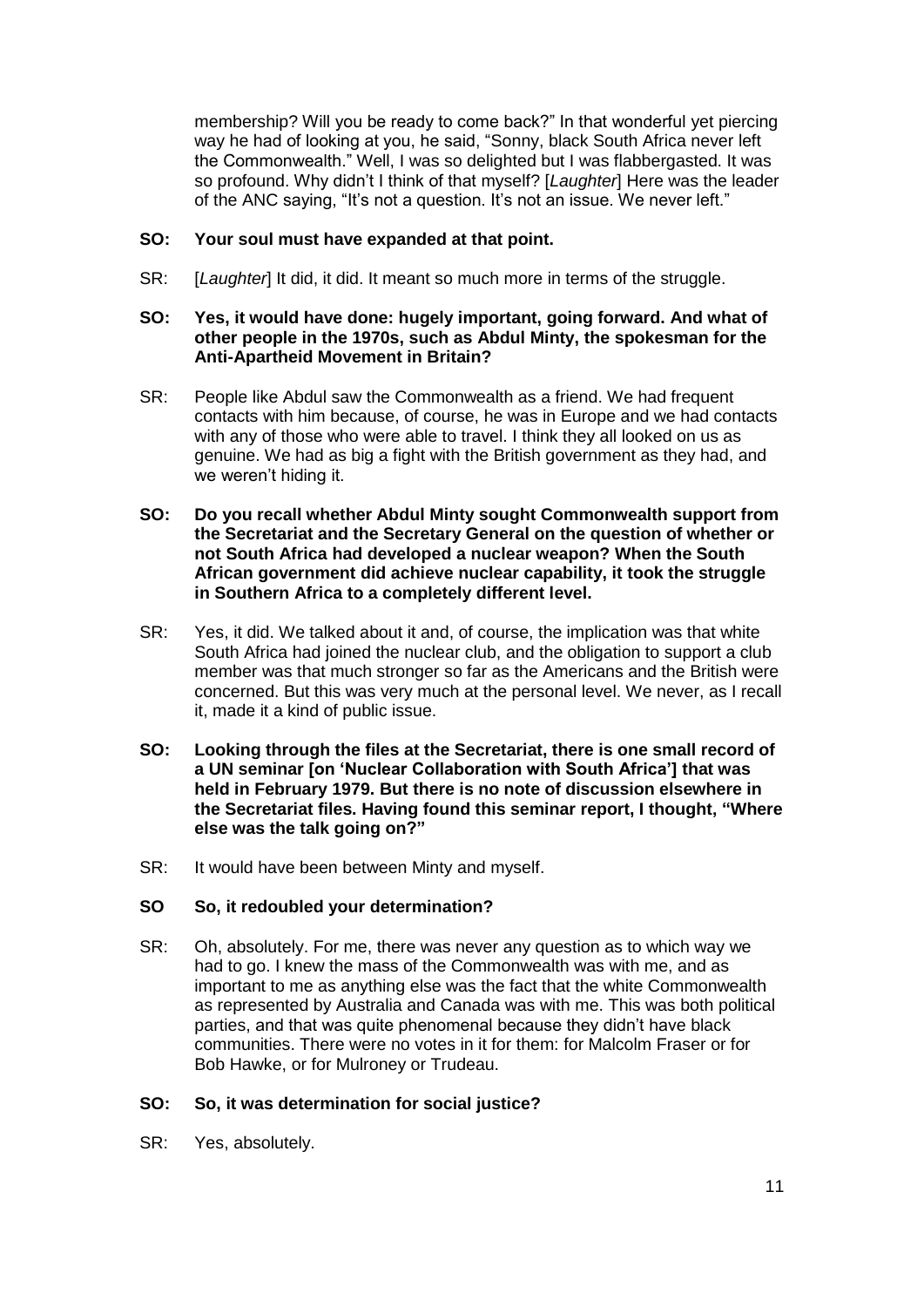membership? Will you be ready to come back?" In that wonderful yet piercing way he had of looking at you, he said, "Sonny, black South Africa never left the Commonwealth." Well, I was so delighted but I was flabbergasted. It was so profound. Why didn't I think of that myself? [*Laughter*] Here was the leader of the ANC saying, "It's not a question. It's not an issue. We never left."

**SO: Your soul must have expanded at that point.**

SR: [*Laughter*] It did, it did. It meant so much more in terms of the struggle.

**SO: Yes, it would have done: hugely important, going forward. And what of other people in the 1970s, such as Abdul Minty, the spokesman for the Anti-Apartheid Movement in Britain?**

SR: People like Abdul saw the Commonwealth as a friend. We had frequent contacts with him because, of course, he was in Europe and we had contacts with any of those who were able to travel. I think they all looked on us as genuine. We had as big a fight with the British government as they had, and we weren't hiding it.

**SO: Do you recall whether Abdul Minty sought Commonwealth support from the Secretariat and the Secretary General on the question of whether or not South Africa had developed a nuclear weapon? When the South African government did achieve nuclear capability, it took the struggle in Southern Africa to a completely different level.**

SR: Yes, it did. We talked about it and, of course, the implication was that white South Africa had joined the nuclear club, and the obligation to support a club member was that much stronger so far as the Americans and the British were concerned. But this was very much at the personal level. We never, as I recall it, made it a kind of public issue.

**SO: Looking through the files at the Secretariat, there is one small record of a UN seminar [on 'Nuclear Collaboration with South Africa'] that was held in February 1979. But there is no note of discussion elsewhere in the Secretariat files. Having found this seminar report, I thought, "Where else was the talk going on?"**

SR: It would have been between Minty and myself.

**SO So, it redoubled your determination?**

SR: Oh, absolutely. For me, there was never any question as to which way we had to go. I knew the mass of the Commonwealth was with me, and as important to me as anything else was the fact that the white Commonwealth as represented by Australia and Canada was with me. This was both political parties, and that was quite phenomenal because they didn't have black communities. There were no votes in it for them: for Malcolm Fraser or for Bob Hawke, or for Mulroney or Trudeau.

**SO: So, it was determination for social justice?**

SR: Yes, absolutely.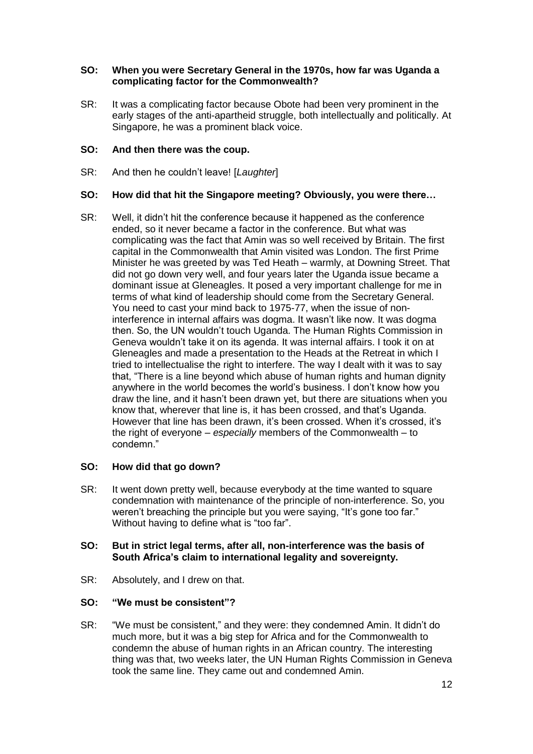**SO: When you were Secretary General in the 1970s, how far was Uganda a complicating factor for the Commonwealth?**

SR: It was a complicating factor because Obote had been very prominent in the early stages of the anti-apartheid struggle, both intellectually and politically. At Singapore, he was a prominent black voice.

**SO: And then there was the coup.**

SR: And then he couldn't leave! [*Laughter*]

**SO: How did that hit the Singapore meeting? Obviously, you were there…**

SR: Well, it didn't hit the conference because it happened as the conference ended, so it never became a factor in the conference. But what was complicating was the fact that Amin was so well received by Britain. The first capital in the Commonwealth that Amin visited was London. The first Prime Minister he was greeted by was Ted Heath – warmly, at Downing Street. That did not go down very well, and four years later the Uganda issue became a dominant issue at Gleneagles. It posed a very important challenge for me in terms of what kind of leadership should come from the Secretary General. You need to cast your mind back to 1975-77, when the issue of non-interference in internal affairs was dogma. It wasn't like now. It was dogma then. So, the UN wouldn't touch Uganda. The Human Rights Commission in Geneva wouldn't take it on its agenda. It was internal affairs. I took it on at Gleneagles and made a presentation to the Heads at the Retreat in which I tried to intellectualise the right to interfere. The way I dealt with it was to say that, "There is a line beyond which abuse of human rights and human dignity anywhere in the world becomes the world's business. I don't know how you draw the line, and it hasn't been drawn yet, but there are situations when you know that, wherever that line is, it has been crossed, and that's Uganda. However that line has been drawn, it's been crossed. When it's crossed, it's the right of everyone – *especially* members of the Commonwealth – to condemn."

**SO: How did that go down?**

SR: It went down pretty well, because everybody at the time wanted to square condemnation with maintenance of the principle of non-interference. So, you weren't breaching the principle but you were saying, "It's gone too far." Without having to define what is "too far".

**SO: But in strict legal terms, after all, non-interference was the basis of South Africa's claim to international legality and sovereignty.**

SR: Absolutely, and I drew on that.

**SO: "We must be consistent"?**

SR: "We must be consistent," and they were: they condemned Amin. It didn't do much more, but it was a big step for Africa and for the Commonwealth to condemn the abuse of human rights in an African country. The interesting thing was that, two weeks later, the UN Human Rights Commission in Geneva took the same line. They came out and condemned Amin.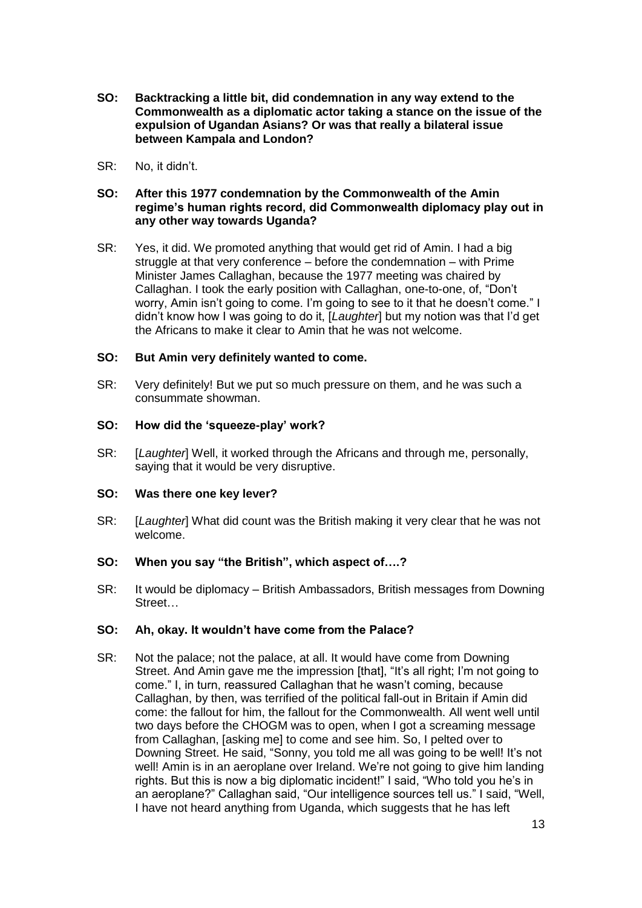**SO: Backtracking a little bit, did condemnation in any way extend to the Commonwealth as a diplomatic actor taking a stance on the issue of the expulsion of Ugandan Asians? Or was that really a bilateral issue between Kampala and London?**

SR: No, it didn't.

**SO: After this 1977 condemnation by the Commonwealth of the Amin regime's human rights record, did Commonwealth diplomacy play out in any other way towards Uganda?**

SR: Yes, it did. We promoted anything that would get rid of Amin. I had a big struggle at that very conference – before the condemnation – with Prime Minister James Callaghan, because the 1977 meeting was chaired by Callaghan. I took the early position with Callaghan, one-to-one, of, "Don't worry, Amin isn't going to come. I'm going to see to it that he doesn't come." I didn't know how I was going to do it, [*Laughter*] but my notion was that I'd get the Africans to make it clear to Amin that he was not welcome.

**SO: But Amin very definitely wanted to come.**

SR: Very definitely! But we put so much pressure on them, and he was such a consummate showman.

**SO: How did the 'squeeze-play' work?**

SR: [*Laughter*] Well, it worked through the Africans and through me, personally, saying that it would be very disruptive.

**SO: Was there one key lever?**

SR: [*Laughter*] What did count was the British making it very clear that he was not welcome.

**SO: When you say "the British", which aspect of….?**

SR: It would be diplomacy – British Ambassadors, British messages from Downing Street…

**SO: Ah, okay. It wouldn't have come from the Palace?**

SR: Not the palace; not the palace, at all. It would have come from Downing Street. And Amin gave me the impression [that], "It's all right; I'm not going to come." I, in turn, reassured Callaghan that he wasn't coming, because Callaghan, by then, was terrified of the political fall-out in Britain if Amin did come: the fallout for him, the fallout for the Commonwealth. All went well until two days before the CHOGM was to open, when I got a screaming message from Callaghan, [asking me] to come and see him. So, I pelted over to Downing Street. He said, "Sonny, you told me all was going to be well! It's not well! Amin is in an aeroplane over Ireland. We're not going to give him landing rights. But this is now a big diplomatic incident!" I said, "Who told you he's in an aeroplane?" Callaghan said, "Our intelligence sources tell us." I said, "Well, I have not heard anything from Uganda, which suggests that he has left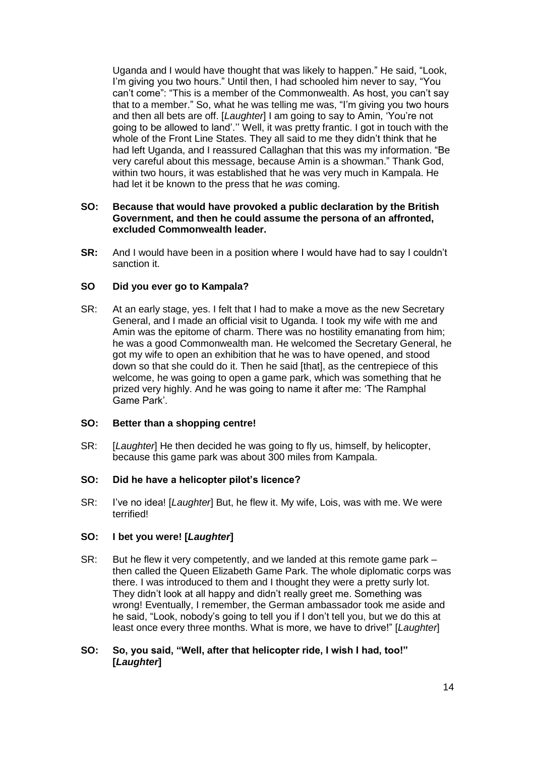Uganda and I would have thought that was likely to happen." He said, "Look, I'm giving you two hours." Until then, I had schooled him never to say, "You can't come": "This is a member of the Commonwealth. As host, you can't say that to a member." So, what he was telling me was, "I'm giving you two hours and then all bets are off. [*Laughter*] I am going to say to Amin, 'You're not going to be allowed to land'.'' Well, it was pretty frantic. I got in touch with the whole of the Front Line States. They all said to me they didn't think that he had left Uganda, and I reassured Callaghan that this was my information. "Be very careful about this message, because Amin is a showman." Thank God, within two hours, it was established that he was very much in Kampala. He had let it be known to the press that he *was* coming.

**SO: Because that would have provoked a public declaration by the British Government, and then he could assume the persona of an affronted, excluded Commonwealth leader.**

**SR:** And I would have been in a position where I would have had to say I couldn't sanction it.

**SO Did you ever go to Kampala?**

SR: At an early stage, yes. I felt that I had to make a move as the new Secretary General, and I made an official visit to Uganda. I took my wife with me and Amin was the epitome of charm. There was no hostility emanating from him; he was a good Commonwealth man. He welcomed the Secretary General, he got my wife to open an exhibition that he was to have opened, and stood down so that she could do it. Then he said [that], as the centrepiece of this welcome, he was going to open a game park, which was something that he prized very highly. And he was going to name it after me: 'The Ramphal Game Park'.

**SO: Better than a shopping centre!**

SR: [*Laughter*] He then decided he was going to fly us, himself, by helicopter, because this game park was about 300 miles from Kampala.

**SO: Did he have a helicopter pilot's licence?**

SR: I've no idea! [*Laughter*] But, he flew it. My wife, Lois, was with me. We were terrified!

**SO: I bet you were! [*Laughter*]**

SR: But he flew it very competently, and we landed at this remote game park – then called the Queen Elizabeth Game Park. The whole diplomatic corps was there. I was introduced to them and I thought they were a pretty surly lot. They didn't look at all happy and didn't really greet me. Something was wrong! Eventually, I remember, the German ambassador took me aside and he said, "Look, nobody's going to tell you if I don't tell you, but we do this at least once every three months. What is more, we have to drive!" [*Laughter*]

**SO: So, you said, "Well, after that helicopter ride, I wish I had, too!" [*Laughter*]**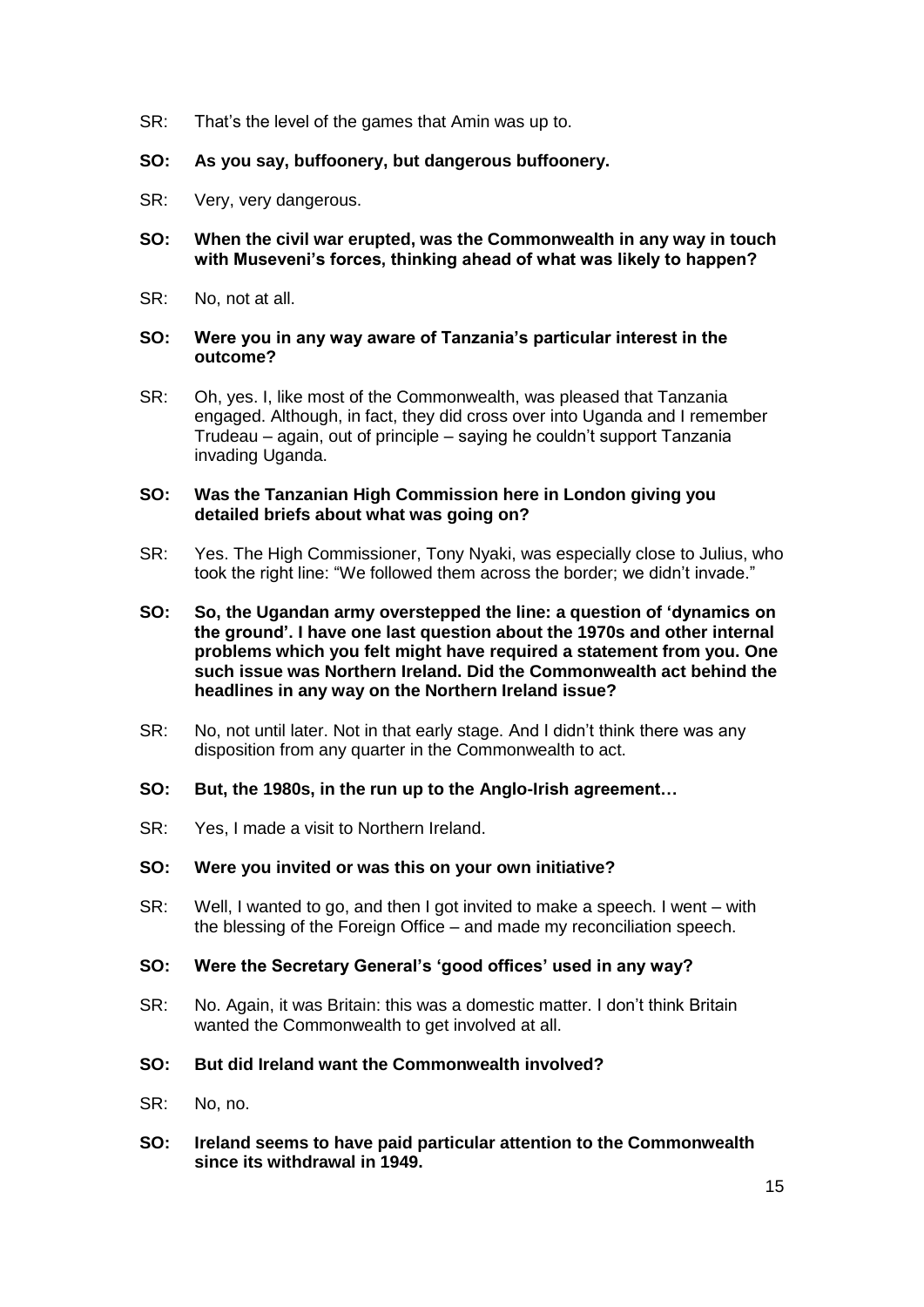SR: That's the level of the games that Amin was up to.

**SO: As you say, buffoonery, but dangerous buffoonery.**

SR: Very, very dangerous.

**SO: When the civil war erupted, was the Commonwealth in any way in touch with Museveni's forces, thinking ahead of what was likely to happen?**

SR: No, not at all.

**SO: Were you in any way aware of Tanzania's particular interest in the outcome?**

SR: Oh, yes. I, like most of the Commonwealth, was pleased that Tanzania engaged. Although, in fact, they did cross over into Uganda and I remember Trudeau – again, out of principle – saying he couldn't support Tanzania invading Uganda.

**SO: Was the Tanzanian High Commission here in London giving you detailed briefs about what was going on?**

SR: Yes. The High Commissioner, Tony Nyaki, was especially close to Julius, who took the right line: "We followed them across the border; we didn't invade."

**SO: So, the Ugandan army overstepped the line: a question of 'dynamics on the ground'. I have one last question about the 1970s and other internal problems which you felt might have required a statement from you. One such issue was Northern Ireland. Did the Commonwealth act behind the headlines in any way on the Northern Ireland issue?**

SR: No, not until later. Not in that early stage. And I didn't think there was any disposition from any quarter in the Commonwealth to act.

**SO: But, the 1980s, in the run up to the Anglo-Irish agreement…**

SR: Yes, I made a visit to Northern Ireland.

**SO: Were you invited or was this on your own initiative?**

SR: Well, I wanted to go, and then I got invited to make a speech. I went – with the blessing of the Foreign Office – and made my reconciliation speech.

**SO: Were the Secretary General's 'good offices' used in any way?**

SR: No. Again, it was Britain: this was a domestic matter. I don't think Britain wanted the Commonwealth to get involved at all.

**SO: But did Ireland want the Commonwealth involved?**

SR: No, no.

**SO: Ireland seems to have paid particular attention to the Commonwealth since its withdrawal in 1949.**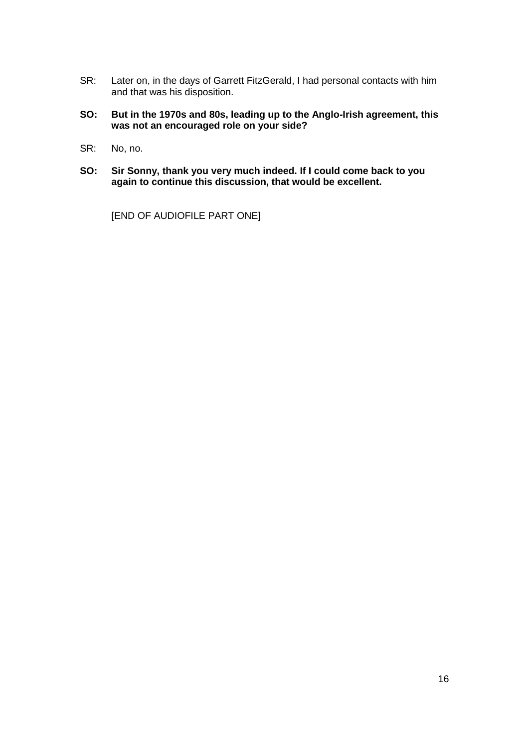SR: Later on, in the days of Garrett FitzGerald, I had personal contacts with him and that was his disposition.

**SO: But in the 1970s and 80s, leading up to the Anglo-Irish agreement, this was not an encouraged role on your side?**

SR: No, no.

**SO: Sir Sonny, thank you very much indeed. If I could come back to you again to continue this discussion, that would be excellent.**

[END OF AUDIOFILE PART ONE]